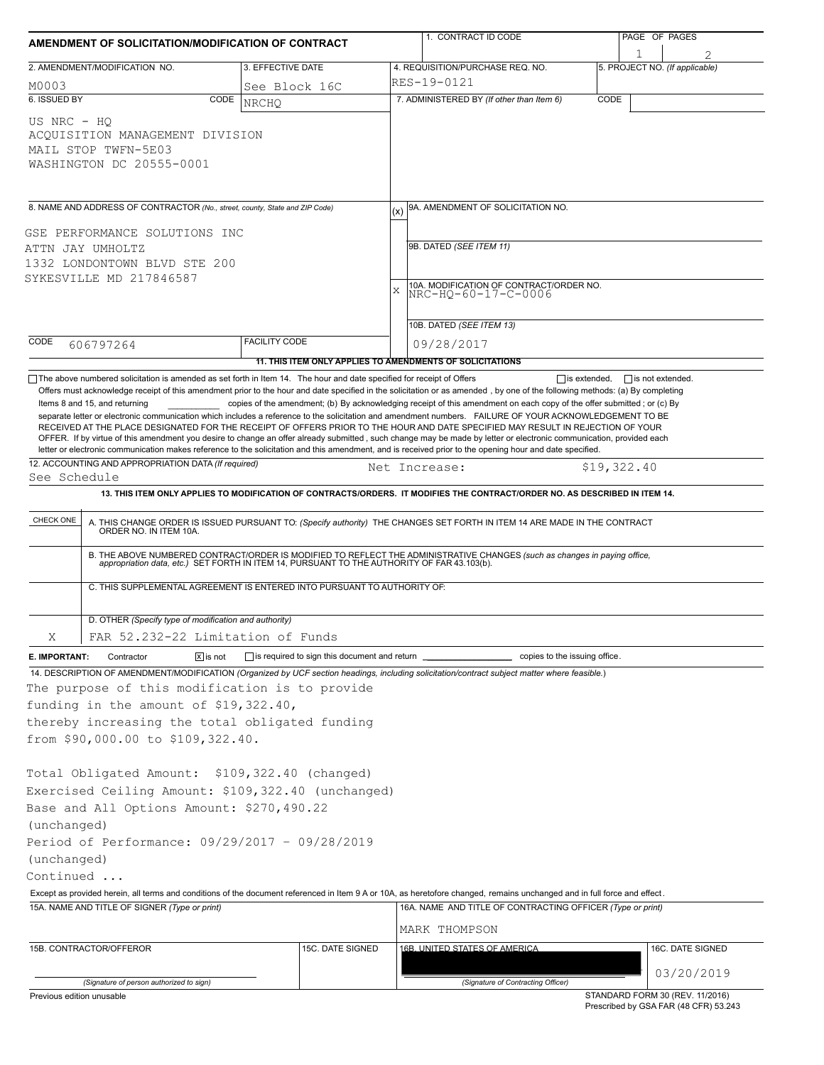# AMENDMENT OF SOLICITATION/MODIFICATION OF CONTRACT

| 1. CONTRACT ID CODE | PAGE OF PAGES |
|---|---|
| | 1 of 2 |

| 2. AMENDMENT/MODIFICATION NO. | 3. EFFECTIVE DATE | 4. REQUISITION/PURCHASE REQ. NO. | 5. PROJECT NO. (If applicable) |
|---|---|---|---|
| M0003 | See Block 16C | RES-19-0121 | |

**6. ISSUED BY** CODE NRCHQ

US NRC - HQ
ACQUISITION MANAGEMENT DIVISION
MAIL STOP TWFN-5E03
WASHINGTON DC 20555-0001

**7. ADMINISTERED BY** (If other than Item 6) CODE

**8. NAME AND ADDRESS OF CONTRACTOR** (No., street, county, State and ZIP Code)

GSE PERFORMANCE SOLUTIONS INC
ATTN JAY UMHOLTZ
1332 LONDONTOWN BLVD STE 200
SYKESVILLE MD 217846587

CODE 606797264 FACILITY CODE

(x) 9A. AMENDMENT OF SOLICITATION NO.

9B. DATED (SEE ITEM 11)

X 10A. MODIFICATION OF CONTRACT/ORDER NO. NRC-HQ-60-17-C-0006

10B. DATED (SEE ITEM 13) 09/28/2017

**11. THIS ITEM ONLY APPLIES TO AMENDMENTS OF SOLICITATIONS**

☐ The above numbered solicitation is amended as set forth in Item 14. The hour and date specified for receipt of Offers ☐ is extended, ☐ is not extended.

Offers must acknowledge receipt of this amendment prior to the hour and date specified in the solicitation or as amended , by one of the following methods: (a) By completing Items 8 and 15, and returning __________ copies of the amendment; (b) By acknowledging receipt of this amendment on each copy of the offer submitted ; or (c) By separate letter or electronic communication which includes a reference to the solicitation and amendment numbers. FAILURE OF YOUR ACKNOWLEDGEMENT TO BE RECEIVED AT THE PLACE DESIGNATED FOR THE RECEIPT OF OFFERS PRIOR TO THE HOUR AND DATE SPECIFIED MAY RESULT IN REJECTION OF YOUR OFFER. If by virtue of this amendment you desire to change an offer already submitted , such change may be made by letter or electronic communication, provided each letter or electronic communication makes reference to the solicitation and this amendment, and is received prior to the opening hour and date specified.

**12. ACCOUNTING AND APPROPRIATION DATA** (If required)
See Schedule — Net Increase: $19,322.40

**13. THIS ITEM ONLY APPLIES TO MODIFICATION OF CONTRACTS/ORDERS. IT MODIFIES THE CONTRACT/ORDER NO. AS DESCRIBED IN ITEM 14.**

| CHECK ONE | |
|---|---|
| | A. THIS CHANGE ORDER IS ISSUED PURSUANT TO: (Specify authority) THE CHANGES SET FORTH IN ITEM 14 ARE MADE IN THE CONTRACT ORDER NO. IN ITEM 10A. |
| | B. THE ABOVE NUMBERED CONTRACT/ORDER IS MODIFIED TO REFLECT THE ADMINISTRATIVE CHANGES (such as changes in paying office, appropriation data, etc.) SET FORTH IN ITEM 14, PURSUANT TO THE AUTHORITY OF FAR 43.103(b). |
| | C. THIS SUPPLEMENTAL AGREEMENT IS ENTERED INTO PURSUANT TO AUTHORITY OF: |
| X | D. OTHER (Specify type of modification and authority) FAR 52.232-22 Limitation of Funds |

**E. IMPORTANT:** Contractor ☒ is not ☐ is required to sign this document and return __________ copies to the issuing office.

**14. DESCRIPTION OF AMENDMENT/MODIFICATION** (Organized by UCF section headings, including solicitation/contract subject matter where feasible.)

The purpose of this modification is to provide funding in the amount of $19,322.40, thereby increasing the total obligated funding from $90,000.00 to $109,322.40.

Total Obligated Amount: $109,322.40 (changed)
Exercised Ceiling Amount: $109,322.40 (unchanged)
Base and All Options Amount: $270,490.22 (unchanged)
Period of Performance: 09/29/2017 - 09/28/2019 (unchanged)
Continued ...

Except as provided herein, all terms and conditions of the document referenced in Item 9 A or 10A, as heretofore changed, remains unchanged and in full force and effect.

| 15A. NAME AND TITLE OF SIGNER (Type or print) | | 16A. NAME AND TITLE OF CONTRACTING OFFICER (Type or print) | |
|---|---|---|---|
| | | MARK THOMPSON | |
| 15B. CONTRACTOR/OFFEROR | 15C. DATE SIGNED | 16B. UNITED STATES OF AMERICA | 16C. DATE SIGNED |
| (Signature of person authorized to sign) | | (Signature of Contracting Officer) | 03/20/2019 |

Previous edition unusable

STANDARD FORM 30 (REV. 11/2016)
Prescribed by GSA FAR (48 CFR) 53.243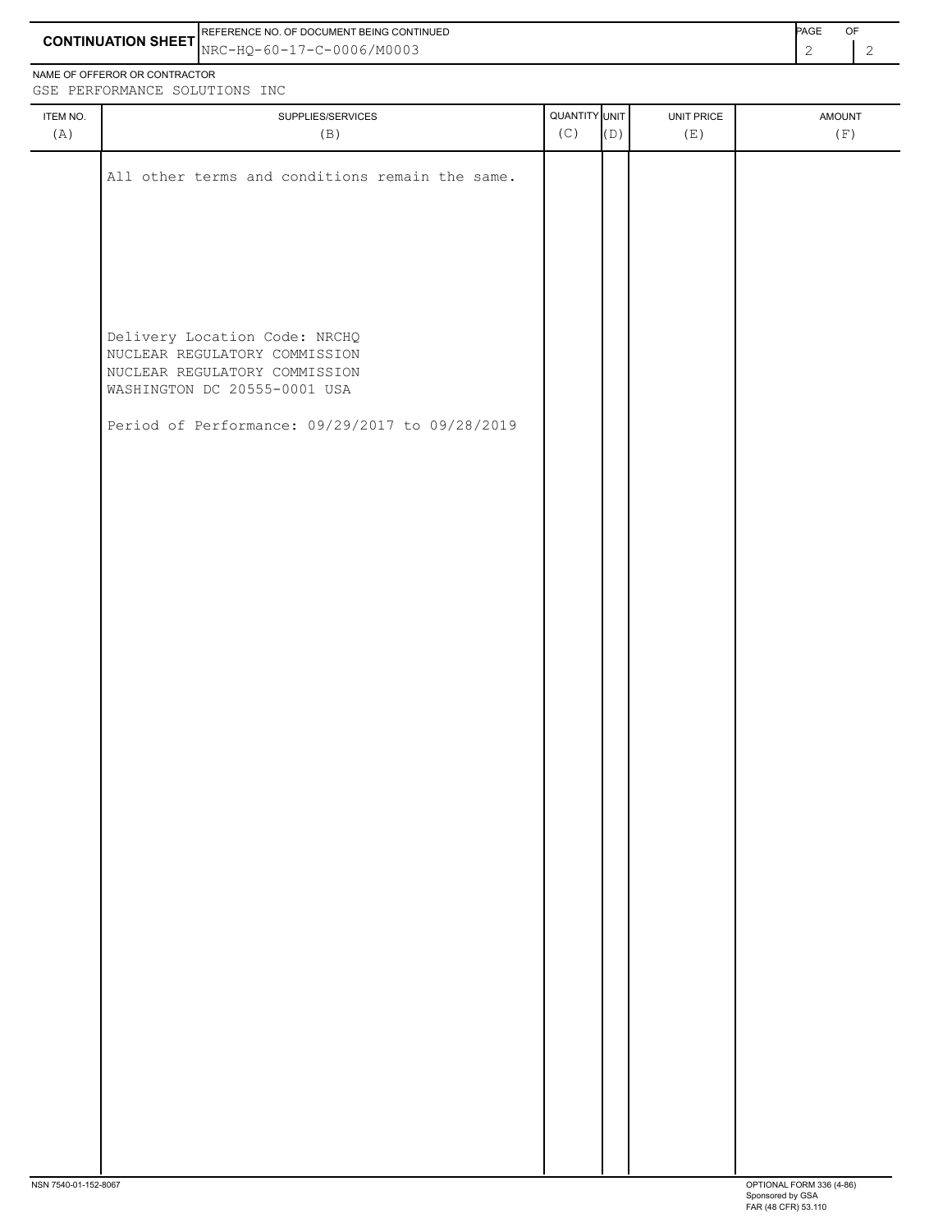**CONTINUATION SHEET**

REFERENCE NO. OF DOCUMENT BEING CONTINUED: NRC-HQ-60-17-C-0006/M0003

NAME OF OFFEROR OR CONTRACTOR: GSE PERFORMANCE SOLUTIONS INC

| ITEM NO. (A) | SUPPLIES/SERVICES (B) | QUANTITY (C) | UNIT (D) | UNIT PRICE (E) | AMOUNT (F) |
|---|---|---|---|---|---|
| | All other terms and conditions remain the same.<br><br>Delivery Location Code: NRCHQ<br>NUCLEAR REGULATORY COMMISSION<br>NUCLEAR REGULATORY COMMISSION<br>WASHINGTON DC 20555-0001 USA<br><br>Period of Performance: 09/29/2017 to 09/28/2019 | | | | |

NSN 7540-01-152-8067

OPTIONAL FORM 336 (4-86)
Sponsored by GSA
FAR (48 CFR) 53.110